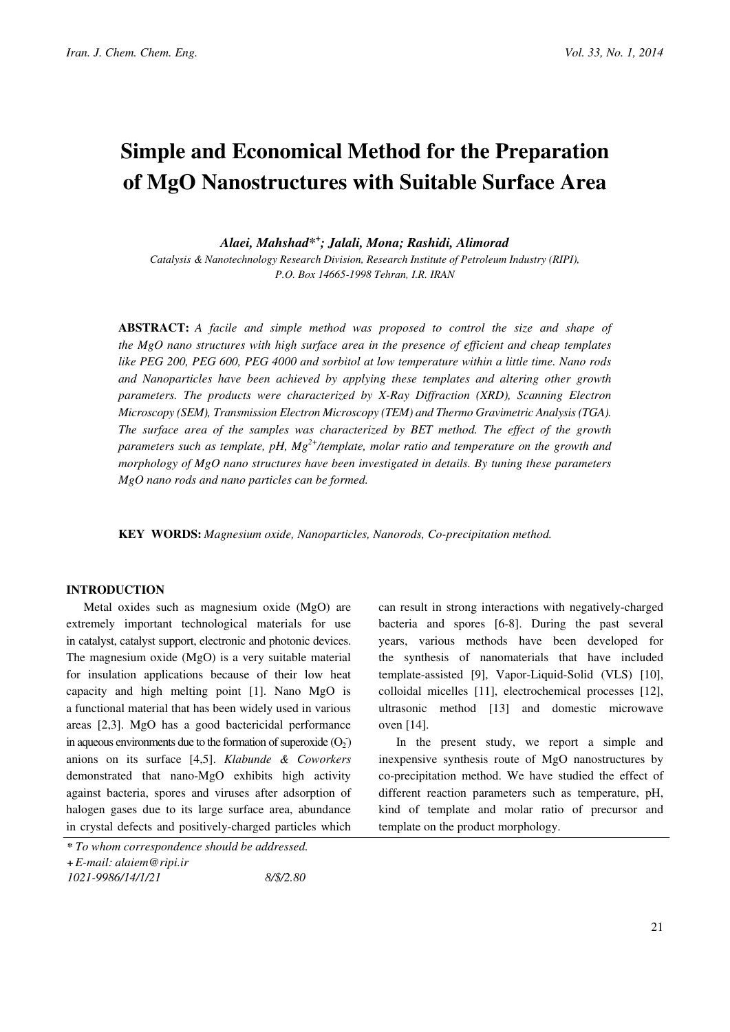# Simple and Economical Method for the Preparation of MgO Nanostructures with Suitable Surface Area

***Alaei, Mahshad**[*+]**; Jalali, Mona; Rashidi, Alimorad***

*Catalysis & Nanotechnology Research Division, Research Institute of Petroleum Industry (RIPI), P.O. Box 14665-1998 Tehran, I.R. IRAN*

**ABSTRACT:** *A facile and simple method was proposed to control the size and shape of the MgO nano structures with high surface area in the presence of efficient and cheap templates like PEG 200, PEG 600, PEG 4000 and sorbitol at low temperature within a little time. Nano rods and Nanoparticles have been achieved by applying these templates and altering other growth parameters. The products were characterized by X-Ray Diffraction (XRD), Scanning Electron Microscopy (SEM), Transmission Electron Microscopy (TEM) and Thermo Gravimetric Analysis (TGA). The surface area of the samples was characterized by BET method. The effect of the growth parameters such as template, pH, $Mg^{2+}$/template, molar ratio and temperature on the growth and morphology of MgO nano structures have been investigated in details. By tuning these parameters MgO nano rods and nano particles can be formed.*

**KEY WORDS:** *Magnesium oxide, Nanoparticles, Nanorods, Co-precipitation method.*

## INTRODUCTION

Metal oxides such as magnesium oxide (MgO) are extremely important technological materials for use in catalyst, catalyst support, electronic and photonic devices. The magnesium oxide (MgO) is a very suitable material for insulation applications because of their low heat capacity and high melting point [1]. Nano MgO is a functional material that has been widely used in various areas [2,3]. MgO has a good bactericidal performance in aqueous environments due to the formation of superoxide ($O_2^-$) anions on its surface [4,5]. *Klabunde & Coworkers* demonstrated that nano-MgO exhibits high activity against bacteria, spores and viruses after adsorption of halogen gases due to its large surface area, abundance in crystal defects and positively-charged particles which can result in strong interactions with negatively-charged bacteria and spores [6-8]. During the past several years, various methods have been developed for the synthesis of nanomaterials that have included template-assisted [9], Vapor-Liquid-Solid (VLS) [10], colloidal micelles [11], electrochemical processes [12], ultrasonic method [13] and domestic microwave oven [14].

In the present study, we report a simple and inexpensive synthesis route of MgO nanostructures by co-precipitation method. We have studied the effect of different reaction parameters such as temperature, pH, kind of template and molar ratio of precursor and template on the product morphology.

*\* To whom correspondence should be addressed.*
*+ E-mail: alaiem@ripi.ir*
*1021-9986/14/1/21 8/$/2.80*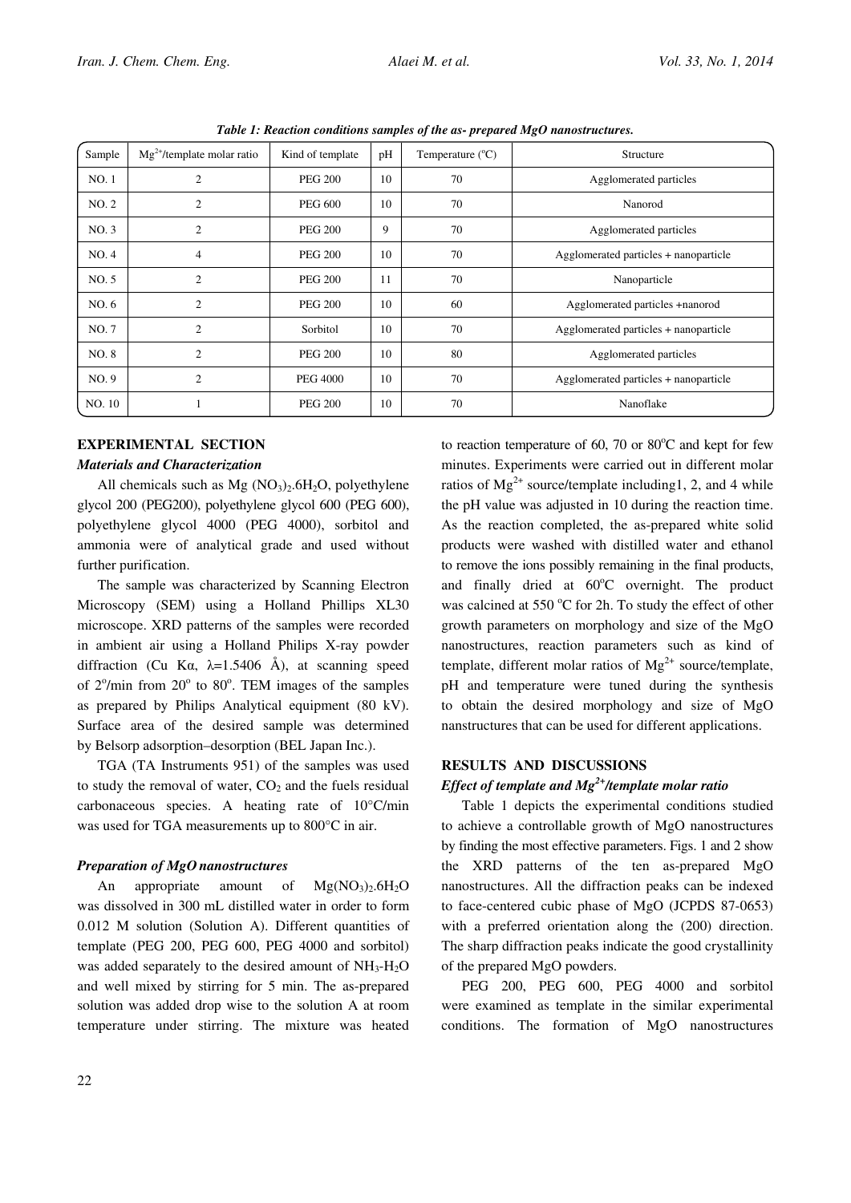*Table 1: Reaction conditions samples of the as- prepared MgO nanostructures.*

| Sample | $Mg^{2+}$/template molar ratio | Kind of template | pH | Temperature (°C) | Structure |
|---|---|---|---|---|---|
| NO. 1 | 2 | PEG 200 | 10 | 70 | Agglomerated particles |
| NO. 2 | 2 | PEG 600 | 10 | 70 | Nanorod |
| NO. 3 | 2 | PEG 200 | 9 | 70 | Agglomerated particles |
| NO. 4 | 4 | PEG 200 | 10 | 70 | Agglomerated particles + nanoparticle |
| NO. 5 | 2 | PEG 200 | 11 | 70 | Nanoparticle |
| NO. 6 | 2 | PEG 200 | 10 | 60 | Agglomerated particles +nanorod |
| NO. 7 | 2 | Sorbitol | 10 | 70 | Agglomerated particles + nanoparticle |
| NO. 8 | 2 | PEG 200 | 10 | 80 | Agglomerated particles |
| NO. 9 | 2 | PEG 4000 | 10 | 70 | Agglomerated particles + nanoparticle |
| NO. 10 | 1 | PEG 200 | 10 | 70 | Nanoflake |

## EXPERIMENTAL SECTION

### *Materials and Characterization*

All chemicals such as Mg $(NO_3)_2.6H_2O$, polyethylene glycol 200 (PEG200), polyethylene glycol 600 (PEG 600), polyethylene glycol 4000 (PEG 4000), sorbitol and ammonia were of analytical grade and used without further purification.

The sample was characterized by Scanning Electron Microscopy (SEM) using a Holland Phillips XL30 microscope. XRD patterns of the samples were recorded in ambient air using a Holland Philips X-ray powder diffraction (Cu Kα, λ=1.5406 Å), at scanning speed of 2°/min from 20° to 80°. TEM images of the samples as prepared by Philips Analytical equipment (80 kV). Surface area of the desired sample was determined by Belsorp adsorption–desorption (BEL Japan Inc.).

TGA (TA Instruments 951) of the samples was used to study the removal of water, $CO_2$ and the fuels residual carbonaceous species. A heating rate of 10°C/min was used for TGA measurements up to 800°C in air.

### *Preparation of MgO nanostructures*

An appropriate amount of $Mg(NO_3)_2.6H_2O$ was dissolved in 300 mL distilled water in order to form 0.012 M solution (Solution A). Different quantities of template (PEG 200, PEG 600, PEG 4000 and sorbitol) was added separately to the desired amount of $NH_3$-$H_2O$ and well mixed by stirring for 5 min. The as-prepared solution was added drop wise to the solution A at room temperature under stirring. The mixture was heated to reaction temperature of 60, 70 or 80°C and kept for few minutes. Experiments were carried out in different molar ratios of $Mg^{2+}$ source/template including1, 2, and 4 while the pH value was adjusted in 10 during the reaction time. As the reaction completed, the as-prepared white solid products were washed with distilled water and ethanol to remove the ions possibly remaining in the final products, and finally dried at 60°C overnight. The product was calcined at 550 °C for 2h. To study the effect of other growth parameters on morphology and size of the MgO nanostructures, reaction parameters such as kind of template, different molar ratios of $Mg^{2+}$ source/template, pH and temperature were tuned during the synthesis to obtain the desired morphology and size of MgO nanstructures that can be used for different applications.

## RESULTS AND DISCUSSIONS

### *Effect of template and $Mg^{2+}$/template molar ratio*

Table 1 depicts the experimental conditions studied to achieve a controllable growth of MgO nanostructures by finding the most effective parameters. Figs. 1 and 2 show the XRD patterns of the ten as-prepared MgO nanostructures. All the diffraction peaks can be indexed to face-centered cubic phase of MgO (JCPDS 87-0653) with a preferred orientation along the (200) direction. The sharp diffraction peaks indicate the good crystallinity of the prepared MgO powders.

PEG 200, PEG 600, PEG 4000 and sorbitol were examined as template in the similar experimental conditions. The formation of MgO nanostructures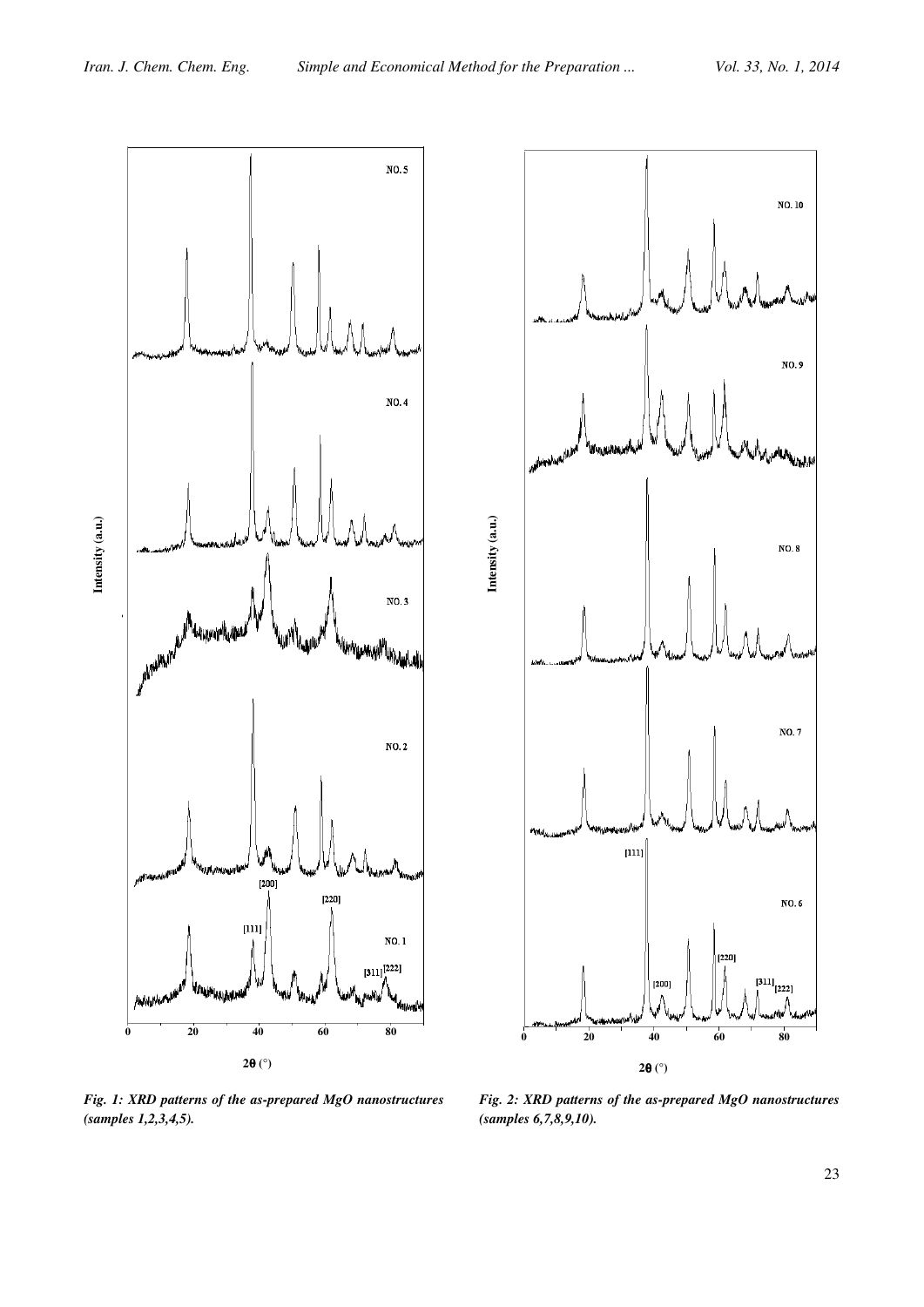*Fig. 1: XRD patterns of the as-prepared MgO nanostructures (samples 1,2,3,4,5).*

*Fig. 2: XRD patterns of the as-prepared MgO nanostructures (samples 6,7,8,9,10).*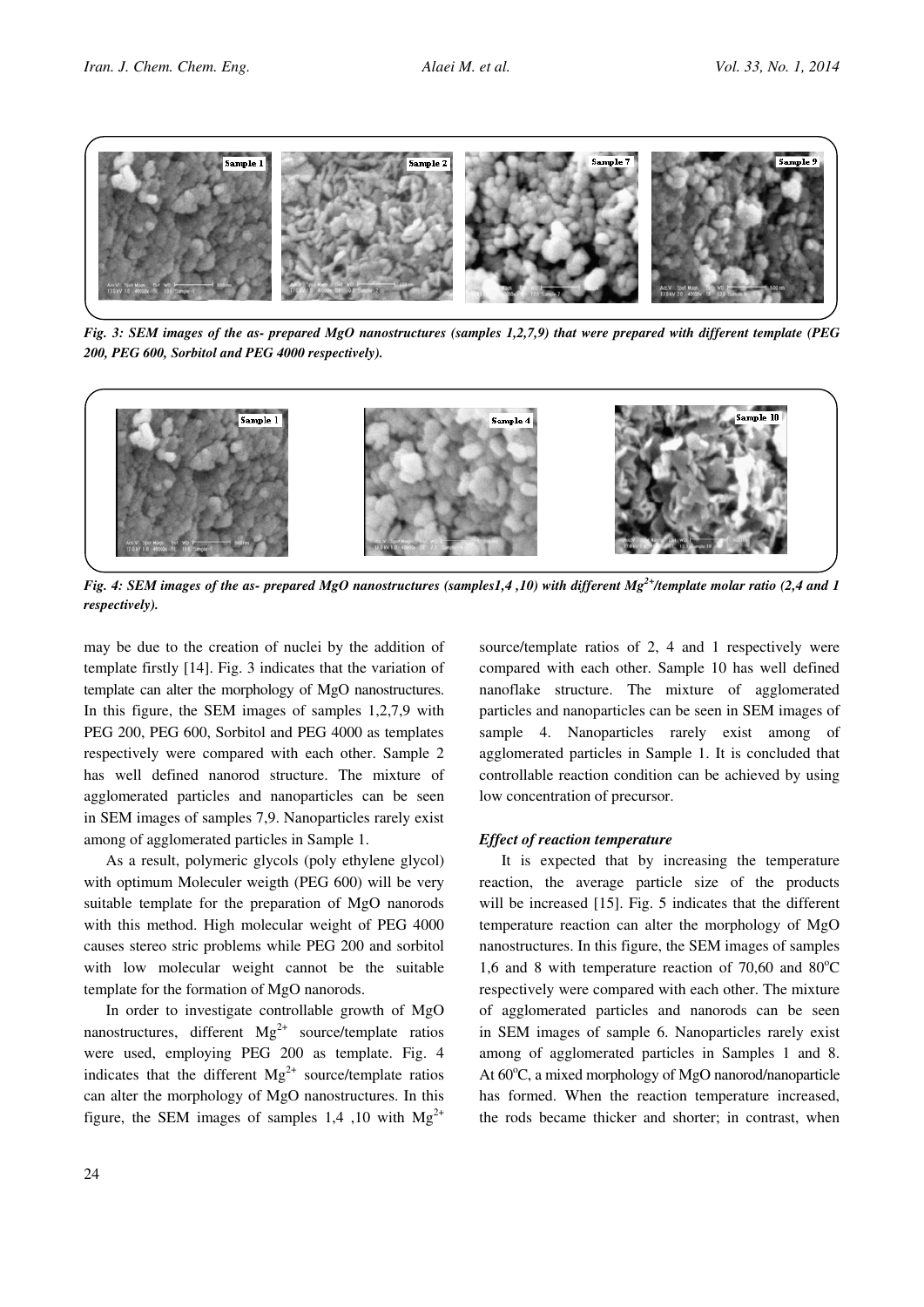*Fig. 3: SEM images of the as- prepared MgO nanostructures (samples 1,2,7,9) that were prepared with different template (PEG 200, PEG 600, Sorbitol and PEG 4000 respectively).*

*Fig. 4: SEM images of the as- prepared MgO nanostructures (samples1,4 ,10) with different $Mg^{2+}$/template molar ratio (2,4 and 1 respectively).*

may be due to the creation of nuclei by the addition of template firstly [14]. Fig. 3 indicates that the variation of template can alter the morphology of MgO nanostructures. In this figure, the SEM images of samples 1,2,7,9 with PEG 200, PEG 600, Sorbitol and PEG 4000 as templates respectively were compared with each other. Sample 2 has well defined nanorod structure. The mixture of agglomerated particles and nanoparticles can be seen in SEM images of samples 7,9. Nanoparticles rarely exist among of agglomerated particles in Sample 1.

As a result, polymeric glycols (poly ethylene glycol) with optimum Moleculer weigth (PEG 600) will be very suitable template for the preparation of MgO nanorods with this method. High molecular weight of PEG 4000 causes stereo stric problems while PEG 200 and sorbitol with low molecular weight cannot be the suitable template for the formation of MgO nanorods.

In order to investigate controllable growth of MgO nanostructures, different $Mg^{2+}$ source/template ratios were used, employing PEG 200 as template. Fig. 4 indicates that the different $Mg^{2+}$ source/template ratios can alter the morphology of MgO nanostructures. In this figure, the SEM images of samples 1,4 ,10 with $Mg^{2+}$ source/template ratios of 2, 4 and 1 respectively were compared with each other. Sample 10 has well defined nanoflake structure. The mixture of agglomerated particles and nanoparticles can be seen in SEM images of sample 4. Nanoparticles rarely exist among of agglomerated particles in Sample 1. It is concluded that controllable reaction condition can be achieved by using low concentration of precursor.

### *Effect of reaction temperature*

It is expected that by increasing the temperature reaction, the average particle size of the products will be increased [15]. Fig. 5 indicates that the different temperature reaction can alter the morphology of MgO nanostructures. In this figure, the SEM images of samples 1,6 and 8 with temperature reaction of 70,60 and 80°C respectively were compared with each other. The mixture of agglomerated particles and nanorods can be seen in SEM images of sample 6. Nanoparticles rarely exist among of agglomerated particles in Samples 1 and 8. At 60°C, a mixed morphology of MgO nanorod/nanoparticle has formed. When the reaction temperature increased, the rods became thicker and shorter; in contrast, when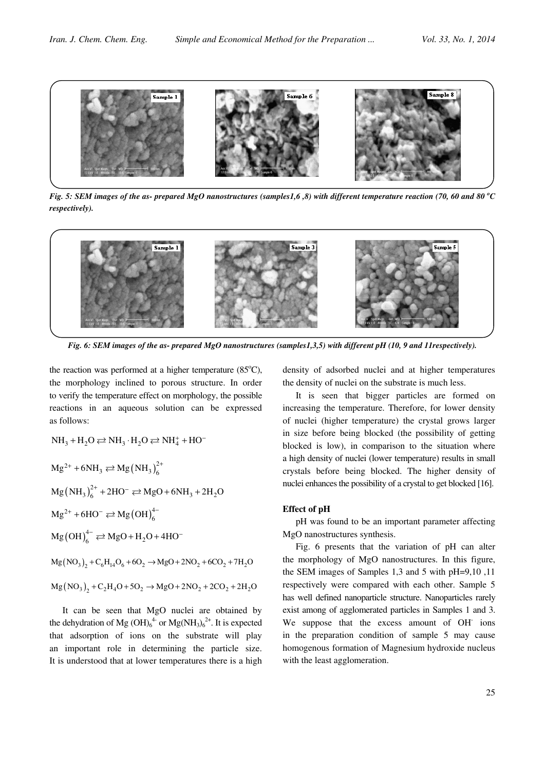*Fig. 5: SEM images of the as- prepared MgO nanostructures (samples1,6 ,8) with different temperature reaction (70, 60 and 80 °C respectively).*

*Fig. 6: SEM images of the as- prepared MgO nanostructures (samples1,3,5) with different pH (10, 9 and 11respectively).*

the reaction was performed at a higher temperature (85°C), the morphology inclined to porous structure. In order to verify the temperature effect on morphology, the possible reactions in an aqueous solution can be expressed as follows:

$$NH_3 + H_2O \rightleftarrows NH_3 \cdot H_2O \rightleftarrows NH_4^+ + HO^-$$

$$Mg^{2+} + 6NH_3 \rightleftarrows Mg(NH_3)_6^{2+}$$

$$Mg(NH_3)_6^{2+} + 2HO^- \rightleftarrows MgO + 6NH_3 + 2H_2O$$

$$Mg^{2+} + 6HO^- \rightleftarrows Mg(OH)_6^{4-}$$

$$Mg(OH)_6^{4-} \rightleftarrows MgO + H_2O + 4HO^-$$

$$Mg(NO_3)_2 + C_6H_{14}O_6 + 6O_2 \rightarrow MgO + 2NO_2 + 6CO_2 + 7H_2O$$

$$Mg(NO_3)_2 + C_2H_4O + 5O_2 \rightarrow MgO + 2NO_2 + 2CO_2 + 2H_2O$$

It can be seen that MgO nuclei are obtained by the dehydration of $Mg(OH)_6^{4-}$ or $Mg(NH_3)_6^{2+}$. It is expected that adsorption of ions on the substrate will play an important role in determining the particle size. It is understood that at lower temperatures there is a high density of adsorbed nuclei and at higher temperatures the density of nuclei on the substrate is much less.

It is seen that bigger particles are formed on increasing the temperature. Therefore, for lower density of nuclei (higher temperature) the crystal grows larger in size before being blocked (the possibility of getting blocked is low), in comparison to the situation where a high density of nuclei (lower temperature) results in small crystals before being blocked. The higher density of nuclei enhances the possibility of a crystal to get blocked [16].

### Effect of pH

pH was found to be an important parameter affecting MgO nanostructures synthesis.

Fig. 6 presents that the variation of pH can alter the morphology of MgO nanostructures. In this figure, the SEM images of Samples 1,3 and 5 with pH=9,10 ,11 respectively were compared with each other. Sample 5 has well defined nanoparticle structure. Nanoparticles rarely exist among of agglomerated particles in Samples 1 and 3. We suppose that the excess amount of $OH^-$ ions in the preparation condition of sample 5 may cause homogenous formation of Magnesium hydroxide nucleus with the least agglomeration.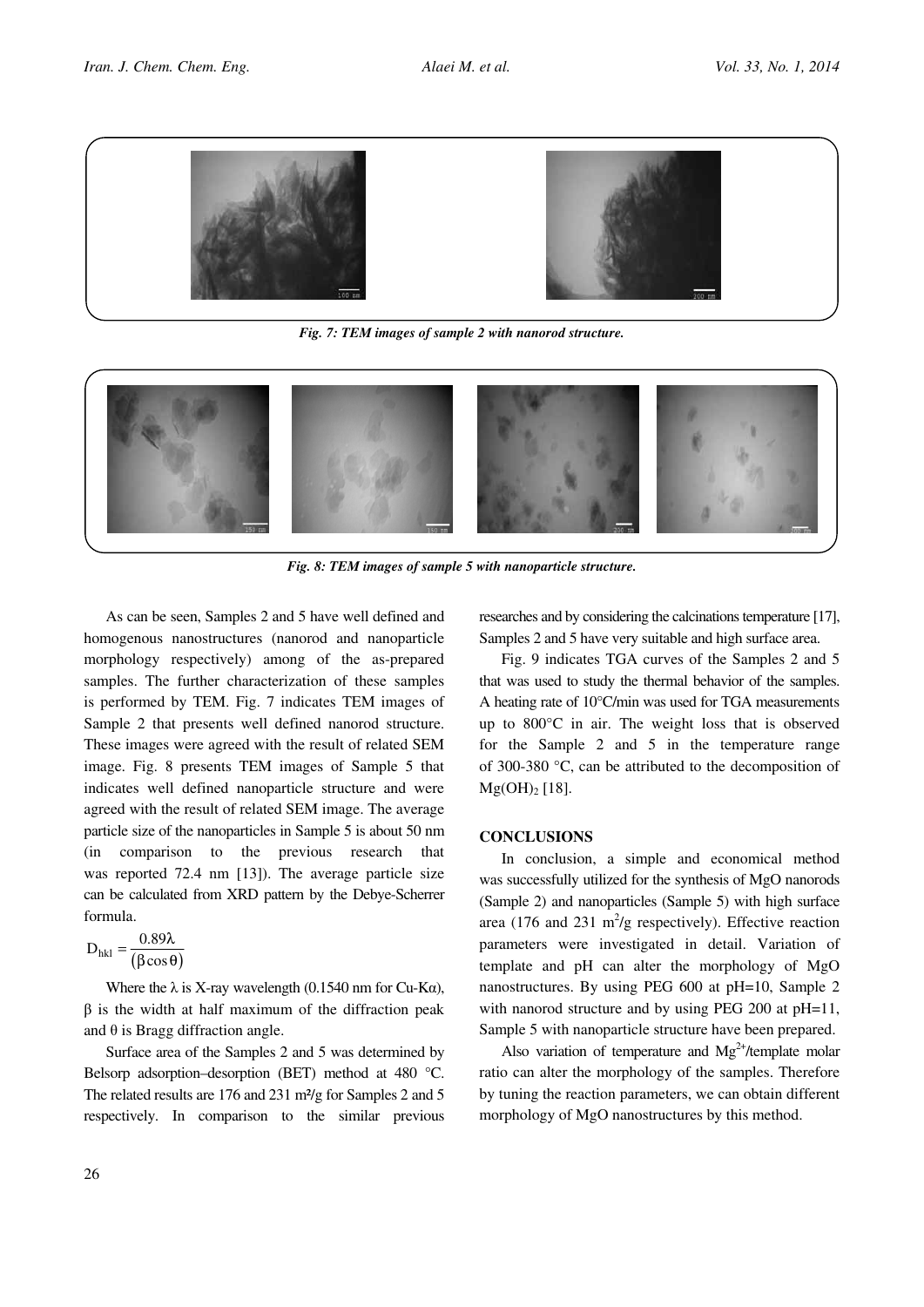*Fig. 7: TEM images of sample 2 with nanorod structure.*

*Fig. 8: TEM images of sample 5 with nanoparticle structure.*

As can be seen, Samples 2 and 5 have well defined and homogenous nanostructures (nanorod and nanoparticle morphology respectively) among of the as-prepared samples. The further characterization of these samples is performed by TEM. Fig. 7 indicates TEM images of Sample 2 that presents well defined nanorod structure. These images were agreed with the result of related SEM image. Fig. 8 presents TEM images of Sample 5 that indicates well defined nanoparticle structure and were agreed with the result of related SEM image. The average particle size of the nanoparticles in Sample 5 is about 50 nm (in comparison to the previous research that was reported 72.4 nm [13]). The average particle size can be calculated from XRD pattern by the Debye-Scherrer formula.

$$D_{hkl} = \frac{0.89\lambda}{(\beta \cos \theta)}$$

Where the λ is X-ray wavelength (0.1540 nm for Cu-Kα), β is the width at half maximum of the diffraction peak and θ is Bragg diffraction angle.

Surface area of the Samples 2 and 5 was determined by Belsorp adsorption–desorption (BET) method at 480 °C. The related results are 176 and 231 $m^2/g$ for Samples 2 and 5 respectively. In comparison to the similar previous researches and by considering the calcinations temperature [17], Samples 2 and 5 have very suitable and high surface area.

Fig. 9 indicates TGA curves of the Samples 2 and 5 that was used to study the thermal behavior of the samples. A heating rate of 10°C/min was used for TGA measurements up to 800°C in air. The weight loss that is observed for the Sample 2 and 5 in the temperature range of 300-380 °C, can be attributed to the decomposition of $Mg(OH)_2$ [18].

## CONCLUSIONS

In conclusion, a simple and economical method was successfully utilized for the synthesis of MgO nanorods (Sample 2) and nanoparticles (Sample 5) with high surface area (176 and 231 $m^2/g$ respectively). Effective reaction parameters were investigated in detail. Variation of template and pH can alter the morphology of MgO nanostructures. By using PEG 600 at pH=10, Sample 2 with nanorod structure and by using PEG 200 at pH=11, Sample 5 with nanoparticle structure have been prepared.

Also variation of temperature and $Mg^{2+}$/template molar ratio can alter the morphology of the samples. Therefore by tuning the reaction parameters, we can obtain different morphology of MgO nanostructures by this method.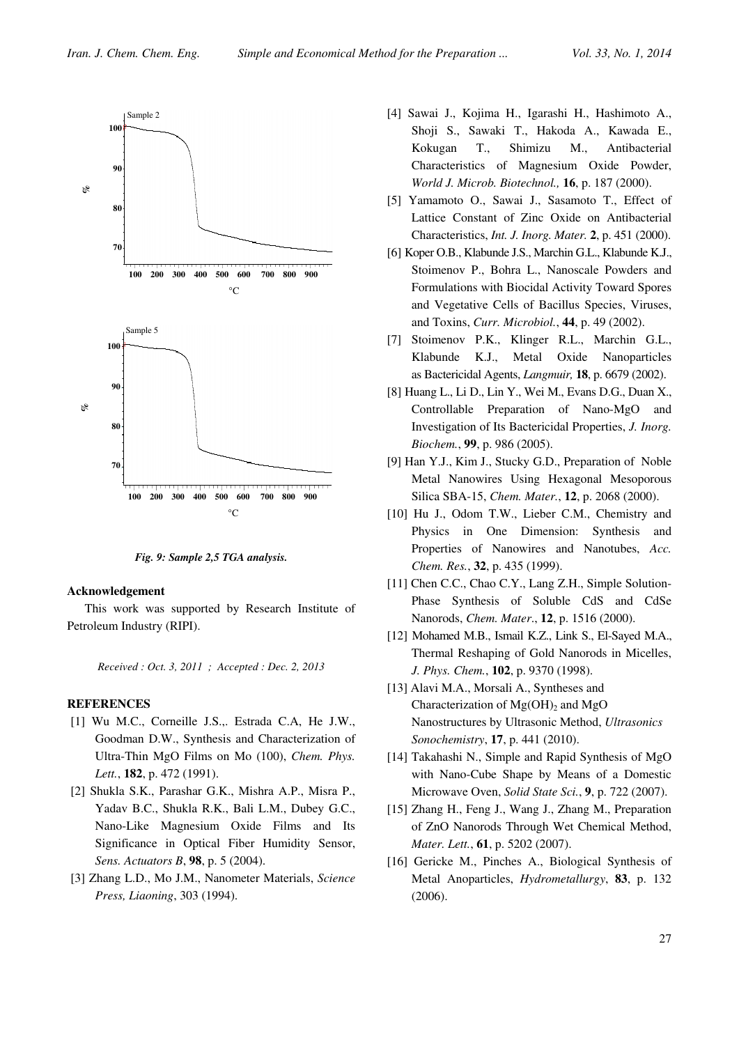Fig. 9: Sample 2,5 TGA analysis.

## Acknowledgement

This work was supported by Research Institute of Petroleum Industry (RIPI).

*Received : Oct. 3, 2011 ; Accepted : Dec. 2, 2013*

## REFERENCES

[1] Wu M.C., Corneille J.S.,. Estrada C.A, He J.W., Goodman D.W., Synthesis and Characterization of Ultra-Thin MgO Films on Mo (100), *Chem. Phys. Lett.*, **182**, p. 472 (1991).

[2] Shukla S.K., Parashar G.K., Mishra A.P., Misra P., Yadav B.C., Shukla R.K., Bali L.M., Dubey G.C., Nano-Like Magnesium Oxide Films and Its Significance in Optical Fiber Humidity Sensor, *Sens. Actuators B*, **98**, p. 5 (2004).

[3] Zhang L.D., Mo J.M., Nanometer Materials, *Science Press, Liaoning*, 303 (1994).

[4] Sawai J., Kojima H., Igarashi H., Hashimoto A., Shoji S., Sawaki T., Hakoda A., Kawada E., Kokugan T., Shimizu M., Antibacterial Characteristics of Magnesium Oxide Powder, *World J. Microb. Biotechnol.,* **16**, p. 187 (2000).

[5] Yamamoto O., Sawai J., Sasamoto T., Effect of Lattice Constant of Zinc Oxide on Antibacterial Characteristics, *Int. J. Inorg. Mater.* **2**, p. 451 (2000).

[6] Koper O.B., Klabunde J.S., Marchin G.L., Klabunde K.J., Stoimenov P., Bohra L., Nanoscale Powders and Formulations with Biocidal Activity Toward Spores and Vegetative Cells of Bacillus Species, Viruses, and Toxins, *Curr. Microbiol.*, **44**, p. 49 (2002).

[7] Stoimenov P.K., Klinger R.L., Marchin G.L., Klabunde K.J., Metal Oxide Nanoparticles as Bactericidal Agents, *Langmuir,* **18**, p. 6679 (2002).

[8] Huang L., Li D., Lin Y., Wei M., Evans D.G., Duan X., Controllable Preparation of Nano-MgO and Investigation of Its Bactericidal Properties, *J. Inorg. Biochem.*, **99**, p. 986 (2005).

[9] Han Y.J., Kim J., Stucky G.D., Preparation of Noble Metal Nanowires Using Hexagonal Mesoporous Silica SBA-15, *Chem. Mater.*, **12**, p. 2068 (2000).

[10] Hu J., Odom T.W., Lieber C.M., Chemistry and Physics in One Dimension: Synthesis and Properties of Nanowires and Nanotubes, *Acc. Chem. Res.*, **32**, p. 435 (1999).

[11] Chen C.C., Chao C.Y., Lang Z.H., Simple Solution-Phase Synthesis of Soluble CdS and CdSe Nanorods, *Chem. Mater*., **12**, p. 1516 (2000).

[12] Mohamed M.B., Ismail K.Z., Link S., El-Sayed M.A., Thermal Reshaping of Gold Nanorods in Micelles, *J. Phys. Chem.*, **102**, p. 9370 (1998).

[13] Alavi M.A., Morsali A., Syntheses and Characterization of $Mg(OH)_2$ and MgO Nanostructures by Ultrasonic Method, *Ultrasonics Sonochemistry*, **17**, p. 441 (2010).

[14] Takahashi N., Simple and Rapid Synthesis of MgO with Nano-Cube Shape by Means of a Domestic Microwave Oven, *Solid State Sci.*, **9**, p. 722 (2007).

[15] Zhang H., Feng J., Wang J., Zhang M., Preparation of ZnO Nanorods Through Wet Chemical Method, *Mater. Lett.*, **61**, p. 5202 (2007).

[16] Gericke M., Pinches A., Biological Synthesis of Metal Anoparticles, *Hydrometallurgy*, **83**, p. 132 (2006).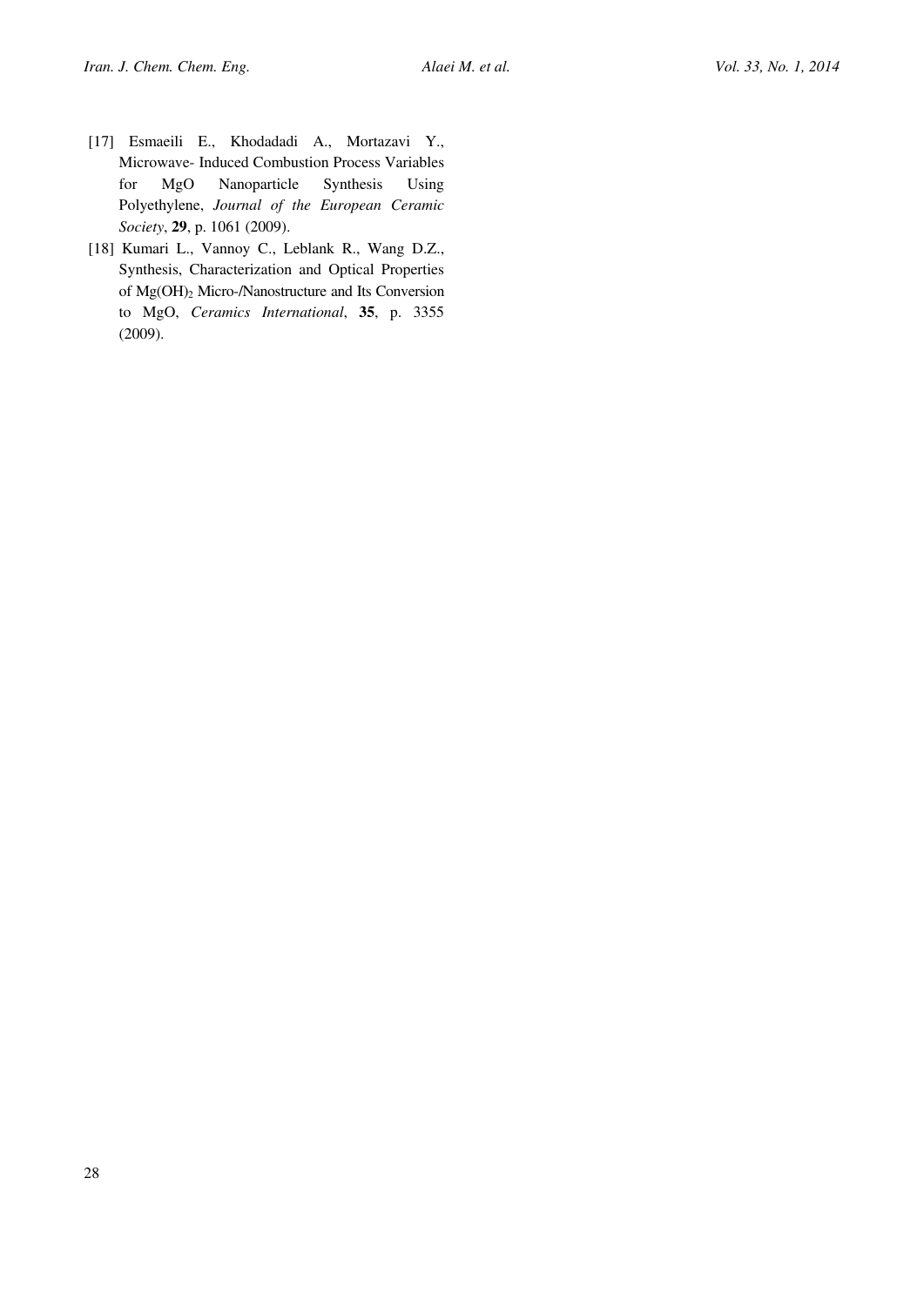[17] Esmaeili E., Khodadadi A., Mortazavi Y., Microwave- Induced Combustion Process Variables for MgO Nanoparticle Synthesis Using Polyethylene, *Journal of the European Ceramic Society*, **29**, p. 1061 (2009).

[18] Kumari L., Vannoy C., Leblank R., Wang D.Z., Synthesis, Characterization and Optical Properties of $Mg(OH)_2$ Micro-/Nanostructure and Its Conversion to MgO, *Ceramics International*, **35**, p. 3355 (2009).